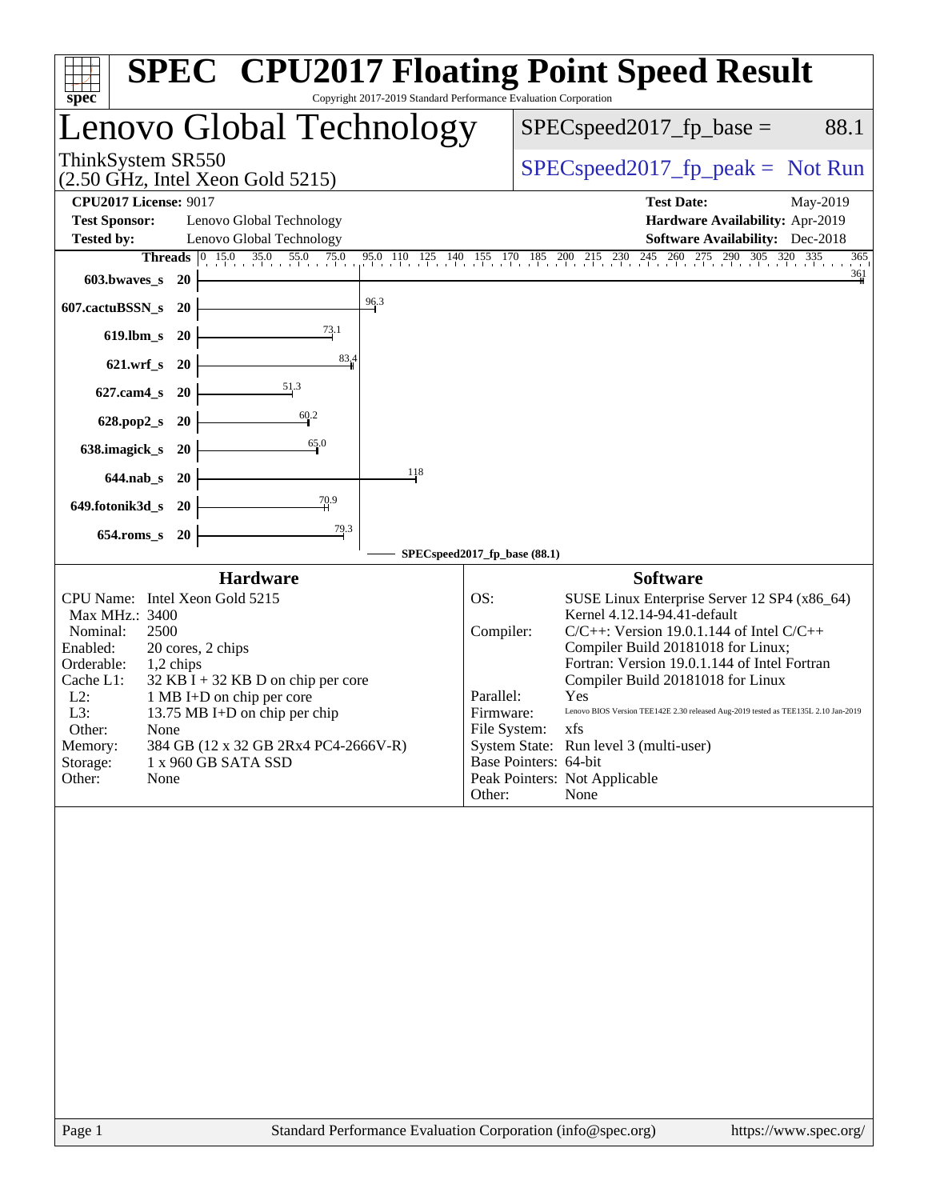# SPEC CPU2017 Floating Point Speed Result

Copyright 2017-2019 Standard Performance Evaluation Corporation

## Lenovo Global Technology

ThinkSystem SR550
(2.50 GHz, Intel Xeon Gold 5215)

SPECspeed2017_fp_base = 88.1

SPECspeed2017_fp_peak = Not Run

**CPU2017 License:** 9017
**Test Sponsor:** Lenovo Global Technology
**Tested by:** Lenovo Global Technology

**Test Date:** May-2019
**Hardware Availability:** Apr-2019
**Software Availability:** Dec-2018

| Benchmark | Threads | Base |
|---|---|---|
| 603.bwaves_s | 20 | 361 |
| 607.cactuBSSN_s | 20 | 96.3 |
| 619.lbm_s | 20 | 73.1 |
| 621.wrf_s | 20 | 83.4 |
| 627.cam4_s | 20 | 51.3 |
| 628.pop2_s | 20 | 60.2 |
| 638.imagick_s | 20 | 65.0 |
| 644.nab_s | 20 | 118 |
| 649.fotonik3d_s | 20 | 70.9 |
| 654.roms_s | 20 | 79.3 |

SPECspeed2017_fp_base (88.1)

### Hardware

| | |
|---|---|
| CPU Name: | Intel Xeon Gold 5215 |
| Max MHz.: | 3400 |
| Nominal: | 2500 |
| Enabled: | 20 cores, 2 chips |
| Orderable: | 1,2 chips |
| Cache L1: | 32 KB I + 32 KB D on chip per core |
| L2: | 1 MB I+D on chip per core |
| L3: | 13.75 MB I+D on chip per chip |
| Other: | None |
| Memory: | 384 GB (12 x 32 GB 2Rx4 PC4-2666V-R) |
| Storage: | 1 x 960 GB SATA SSD |
| Other: | None |

### Software

| | |
|---|---|
| OS: | SUSE Linux Enterprise Server 12 SP4 (x86_64) Kernel 4.12.14-94.41-default |
| Compiler: | C/C++: Version 19.0.1.144 of Intel C/C++ Compiler Build 20181018 for Linux; Fortran: Version 19.0.1.144 of Intel Fortran Compiler Build 20181018 for Linux |
| Parallel: | Yes |
| Firmware: | Lenovo BIOS Version TEE142E 2.30 released Aug-2019 tested as TEE135L 2.10 Jan-2019 |
| File System: | xfs |
| System State: | Run level 3 (multi-user) |
| Base Pointers: | 64-bit |
| Peak Pointers: | Not Applicable |
| Other: | None |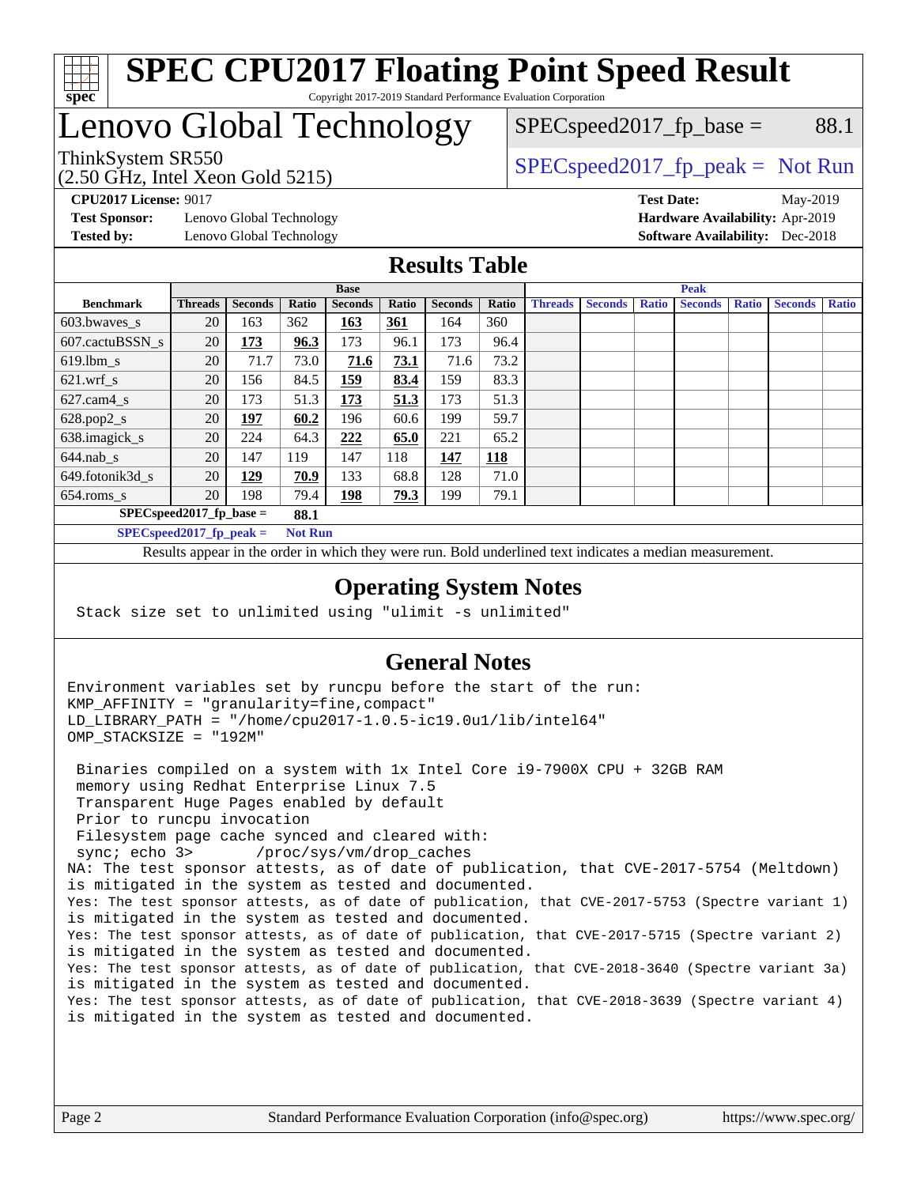# SPEC CPU2017 Floating Point Speed Result

Copyright 2017-2019 Standard Performance Evaluation Corporation

# Lenovo Global Technology

ThinkSystem SR550
(2.50 GHz, Intel Xeon Gold 5215)

SPECspeed2017_fp_base = 88.1

SPECspeed2017_fp_peak = Not Run

**CPU2017 License:** 9017
**Test Sponsor:** Lenovo Global Technology
**Tested by:** Lenovo Global Technology

**Test Date:** May-2019
**Hardware Availability:** Apr-2019
**Software Availability:** Dec-2018

## Results Table

| | Base | | | | | | | Peak | | | | | | |
|---|---|---|---|---|---|---|---|---|---|---|---|---|---|---|
| **Benchmark** | **Threads** | **Seconds** | **Ratio** | **Seconds** | **Ratio** | **Seconds** | **Ratio** | **Threads** | **Seconds** | **Ratio** | **Seconds** | **Ratio** | **Seconds** | **Ratio** |
| 603.bwaves_s | 20 | 163 | 362 | **163** | **361** | 164 | 360 | | | | | | | |
| 607.cactuBSSN_s | 20 | **173** | **96.3** | 173 | 96.1 | 173 | 96.4 | | | | | | | |
| 619.lbm_s | 20 | 71.7 | 73.0 | **71.6** | **73.1** | 71.6 | 73.2 | | | | | | | |
| 621.wrf_s | 20 | 156 | 84.5 | **159** | **83.4** | 159 | 83.3 | | | | | | | |
| 627.cam4_s | 20 | 173 | 51.3 | **173** | **51.3** | 173 | 51.3 | | | | | | | |
| 628.pop2_s | 20 | **197** | **60.2** | 196 | 60.6 | 199 | 59.7 | | | | | | | |
| 638.imagick_s | 20 | 224 | 64.3 | **222** | **65.0** | 221 | 65.2 | | | | | | | |
| 644.nab_s | 20 | 147 | 119 | 147 | 118 | **147** | **118** | | | | | | | |
| 649.fotonik3d_s | 20 | **129** | **70.9** | 133 | 68.8 | 128 | 71.0 | | | | | | | |
| 654.roms_s | 20 | 198 | 79.4 | **198** | **79.3** | 199 | 79.1 | | | | | | | |

SPECspeed2017_fp_base = **88.1**

SPECspeed2017_fp_peak = **Not Run**

Results appear in the order in which they were run. Bold underlined text indicates a median measurement.

## Operating System Notes

```
Stack size set to unlimited using "ulimit -s unlimited"
```

## General Notes

```
Environment variables set by runcpu before the start of the run:
KMP_AFFINITY = "granularity=fine,compact"
LD_LIBRARY_PATH = "/home/cpu2017-1.0.5-ic19.0u1/lib/intel64"
OMP_STACKSIZE = "192M"

 Binaries compiled on a system with 1x Intel Core i9-7900X CPU + 32GB RAM
 memory using Redhat Enterprise Linux 7.5
 Transparent Huge Pages enabled by default
 Prior to runcpu invocation
 Filesystem page cache synced and cleared with:
 sync; echo 3>       /proc/sys/vm/drop_caches
NA: The test sponsor attests, as of date of publication, that CVE-2017-5754 (Meltdown)
is mitigated in the system as tested and documented.
Yes: The test sponsor attests, as of date of publication, that CVE-2017-5753 (Spectre variant 1)
is mitigated in the system as tested and documented.
Yes: The test sponsor attests, as of date of publication, that CVE-2017-5715 (Spectre variant 2)
is mitigated in the system as tested and documented.
Yes: The test sponsor attests, as of date of publication, that CVE-2018-3640 (Spectre variant 3a)
is mitigated in the system as tested and documented.
Yes: The test sponsor attests, as of date of publication, that CVE-2018-3639 (Spectre variant 4)
is mitigated in the system as tested and documented.
```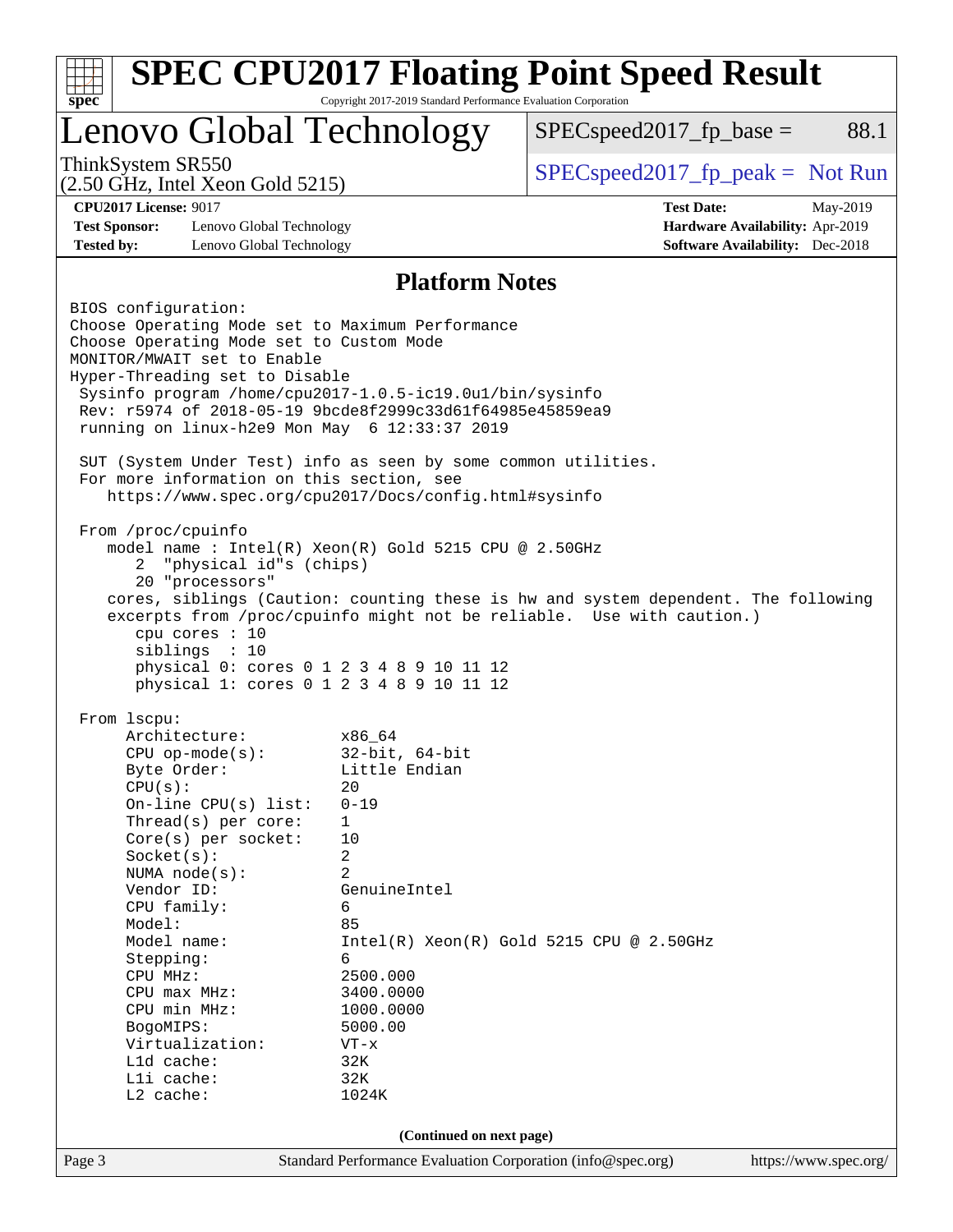# SPEC CPU2017 Floating Point Speed Result

Copyright 2017-2019 Standard Performance Evaluation Corporation

## Lenovo Global Technology

ThinkSystem SR550
(2.50 GHz, Intel Xeon Gold 5215)

SPECspeed2017_fp_base = 88.1

SPECspeed2017_fp_peak = Not Run

**CPU2017 License:** 9017
**Test Sponsor:** Lenovo Global Technology
**Tested by:** Lenovo Global Technology

**Test Date:** May-2019
**Hardware Availability:** Apr-2019
**Software Availability:** Dec-2018

## Platform Notes

```
BIOS configuration:
Choose Operating Mode set to Maximum Performance
Choose Operating Mode set to Custom Mode
MONITOR/MWAIT set to Enable
Hyper-Threading set to Disable
 Sysinfo program /home/cpu2017-1.0.5-ic19.0u1/bin/sysinfo
 Rev: r5974 of 2018-05-19 9bcde8f2999c33d61f64985e45859ea9
 running on linux-h2e9 Mon May  6 12:33:37 2019

 SUT (System Under Test) info as seen by some common utilities.
 For more information on this section, see
    https://www.spec.org/cpu2017/Docs/config.html#sysinfo

 From /proc/cpuinfo
    model name : Intel(R) Xeon(R) Gold 5215 CPU @ 2.50GHz
       2  "physical id"s (chips)
       20 "processors"
    cores, siblings (Caution: counting these is hw and system dependent. The following
    excerpts from /proc/cpuinfo might not be reliable.  Use with caution.)
       cpu cores : 10
       siblings  : 10
       physical 0: cores 0 1 2 3 4 8 9 10 11 12
       physical 1: cores 0 1 2 3 4 8 9 10 11 12

 From lscpu:
      Architecture:          x86_64
      CPU op-mode(s):        32-bit, 64-bit
      Byte Order:            Little Endian
      CPU(s):                20
      On-line CPU(s) list:   0-19
      Thread(s) per core:    1
      Core(s) per socket:    10
      Socket(s):             2
      NUMA node(s):          2
      Vendor ID:             GenuineIntel
      CPU family:            6
      Model:                 85
      Model name:            Intel(R) Xeon(R) Gold 5215 CPU @ 2.50GHz
      Stepping:              6
      CPU MHz:               2500.000
      CPU max MHz:           3400.0000
      CPU min MHz:           1000.0000
      BogoMIPS:              5000.00
      Virtualization:        VT-x
      L1d cache:             32K
      L1i cache:             32K
      L2 cache:              1024K
```

(Continued on next page)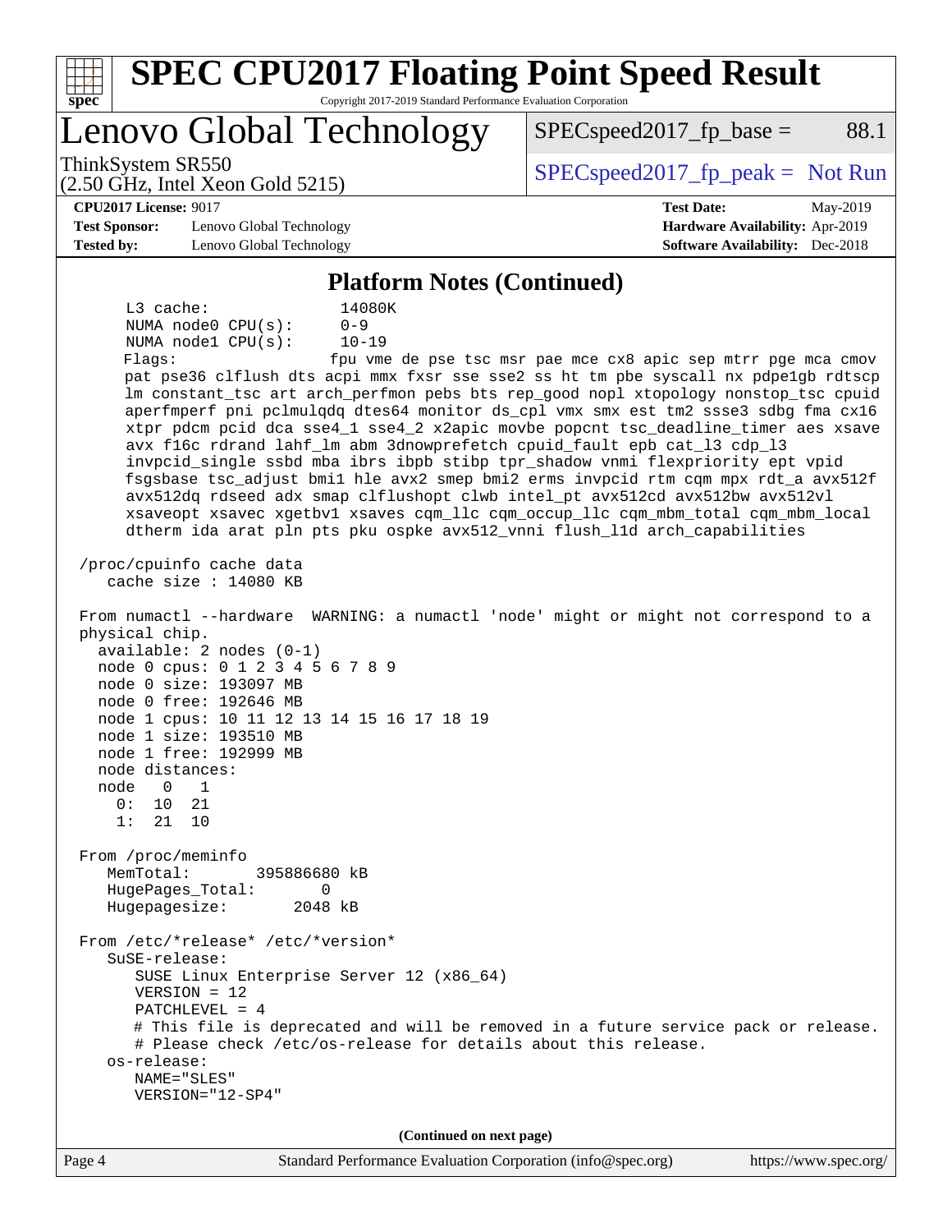## Platform Notes (Continued)

```
     L3 cache:              14080K
     NUMA node0 CPU(s):     0-9
     NUMA node1 CPU(s):     10-19
     Flags:                 fpu vme de pse tsc msr pae mce cx8 apic sep mtrr pge mca cmov
     pat pse36 clflush dts acpi mmx fxsr sse sse2 ss ht tm pbe syscall nx pdpe1gb rdtscp
     lm constant_tsc art arch_perfmon pebs bts rep_good nopl xtopology nonstop_tsc cpuid
     aperfmperf pni pclmulqdq dtes64 monitor ds_cpl vmx smx est tm2 ssse3 sdbg fma cx16
     xtpr pdcm pcid dca sse4_1 sse4_2 x2apic movbe popcnt tsc_deadline_timer aes xsave
     avx f16c rdrand lahf_lm abm 3dnowprefetch cpuid_fault epb cat_l3 cdp_l3
     invpcid_single ssbd mba ibrs ibpb stibp tpr_shadow vnmi flexpriority ept vpid
     fsgsbase tsc_adjust bmi1 hle avx2 smep bmi2 erms invpcid rtm cqm mpx rdt_a avx512f
     avx512dq rdseed adx smap clflushopt clwb intel_pt avx512cd avx512bw avx512vl
     xsaveopt xsavec xgetbv1 xsaves cqm_llc cqm_occup_llc cqm_mbm_total cqm_mbm_local
     dtherm ida arat pln pts pku ospke avx512_vnni flush_l1d arch_capabilities

 /proc/cpuinfo cache data
    cache size : 14080 KB

 From numactl --hardware  WARNING: a numactl 'node' might or might not correspond to a
 physical chip.
   available: 2 nodes (0-1)
   node 0 cpus: 0 1 2 3 4 5 6 7 8 9
   node 0 size: 193097 MB
   node 0 free: 192646 MB
   node 1 cpus: 10 11 12 13 14 15 16 17 18 19
   node 1 size: 193510 MB
   node 1 free: 192999 MB
   node distances:
   node   0   1
     0:  10  21
     1:  21  10

 From /proc/meminfo
    MemTotal:       395886680 kB
    HugePages_Total:       0
    Hugepagesize:       2048 kB

 From /etc/*release* /etc/*version*
    SuSE-release:
       SUSE Linux Enterprise Server 12 (x86_64)
       VERSION = 12
       PATCHLEVEL = 4
       # This file is deprecated and will be removed in a future service pack or release.
       # Please check /etc/os-release for details about this release.
    os-release:
       NAME="SLES"
       VERSION="12-SP4"
```

(Continued on next page)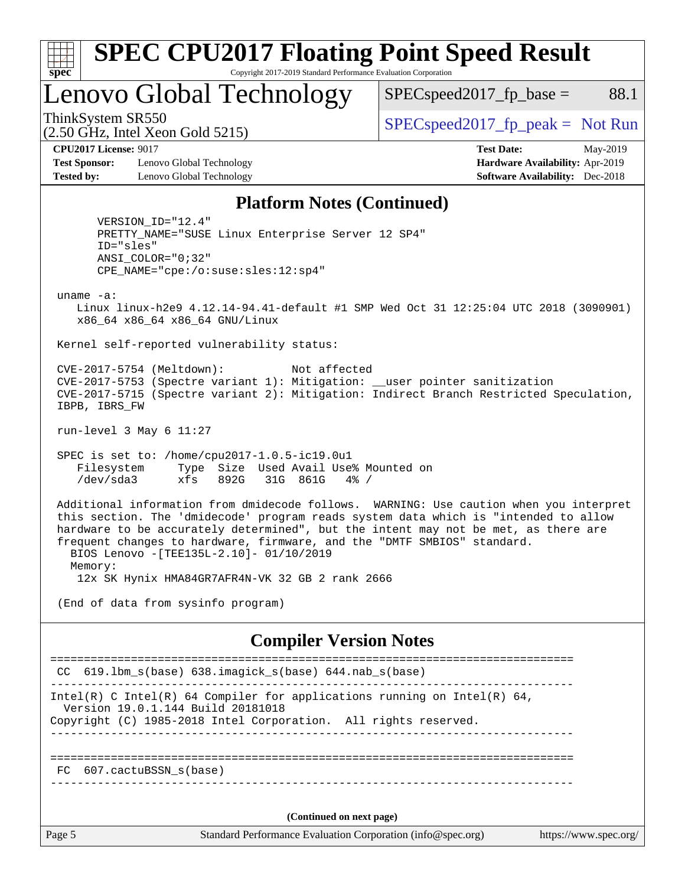## Platform Notes (Continued)

```
      VERSION_ID="12.4"
      PRETTY_NAME="SUSE Linux Enterprise Server 12 SP4"
      ID="sles"
      ANSI_COLOR="0;32"
      CPE_NAME="cpe:/o:suse:sles:12:sp4"

 uname -a:
    Linux linux-h2e9 4.12.14-94.41-default #1 SMP Wed Oct 31 12:25:04 UTC 2018 (3090901)
    x86_64 x86_64 x86_64 GNU/Linux

 Kernel self-reported vulnerability status:

 CVE-2017-5754 (Meltdown):          Not affected
 CVE-2017-5753 (Spectre variant 1): Mitigation: __user pointer sanitization
 CVE-2017-5715 (Spectre variant 2): Mitigation: Indirect Branch Restricted Speculation,
 IBPB, IBRS_FW

 run-level 3 May 6 11:27

 SPEC is set to: /home/cpu2017-1.0.5-ic19.0u1
    Filesystem     Type  Size  Used Avail Use% Mounted on
    /dev/sda3      xfs   892G   31G  861G   4% /

 Additional information from dmidecode follows.  WARNING: Use caution when you interpret
 this section. The 'dmidecode' program reads system data which is "intended to allow
 hardware to be accurately determined", but the intent may not be met, as there are
 frequent changes to hardware, firmware, and the "DMTF SMBIOS" standard.
   BIOS Lenovo -[TEE135L-2.10]- 01/10/2019
   Memory:
    12x SK Hynix HMA84GR7AFR4N-VK 32 GB 2 rank 2666

 (End of data from sysinfo program)
```

## Compiler Version Notes

```
==============================================================================
 CC  619.lbm_s(base) 638.imagick_s(base) 644.nab_s(base)
------------------------------------------------------------------------------
Intel(R) C Intel(R) 64 Compiler for applications running on Intel(R) 64,
  Version 19.0.1.144 Build 20181018
Copyright (C) 1985-2018 Intel Corporation.  All rights reserved.
------------------------------------------------------------------------------

==============================================================================
 FC  607.cactuBSSN_s(base)
------------------------------------------------------------------------------
```

(Continued on next page)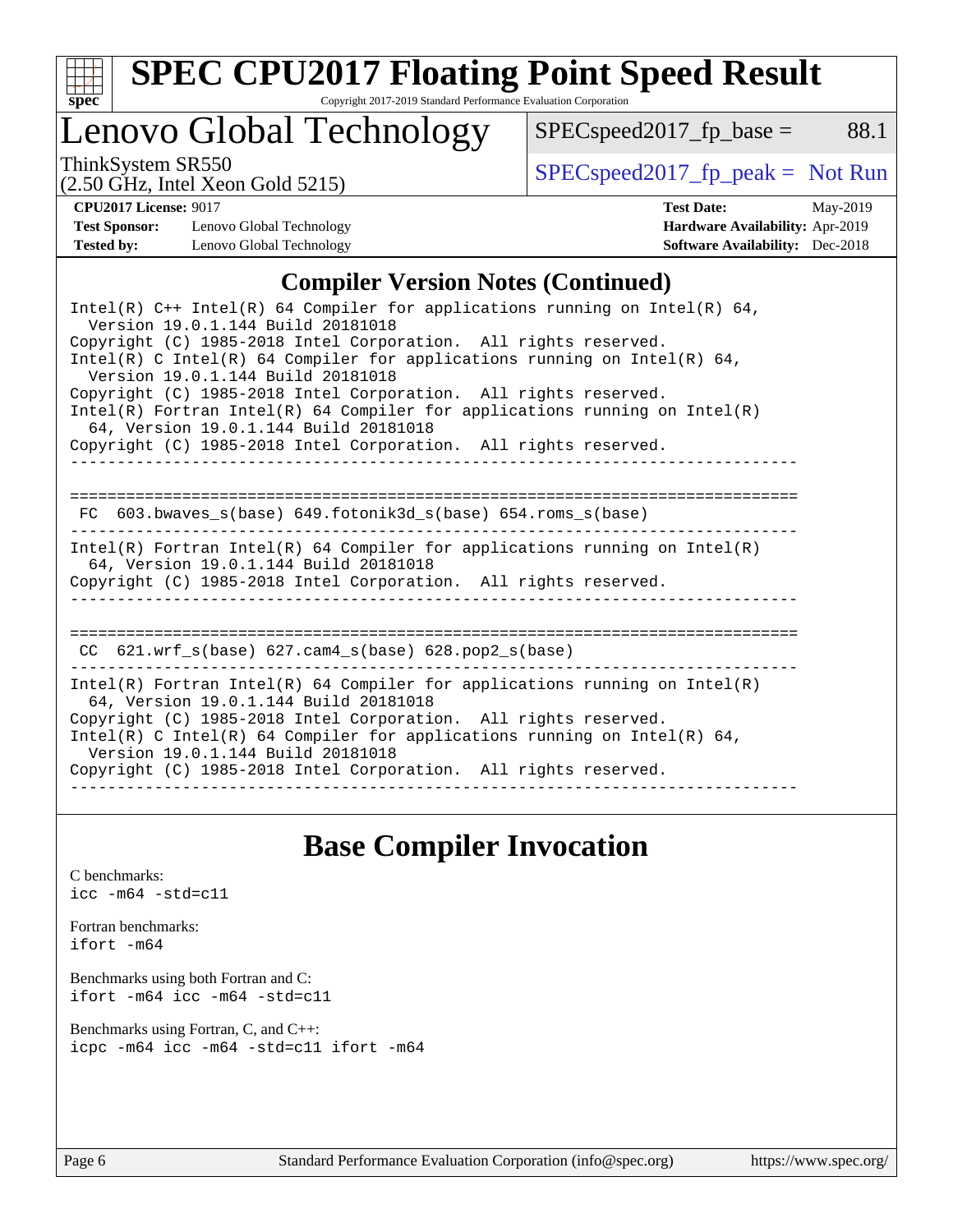## Compiler Version Notes (Continued)

```
Intel(R) C++ Intel(R) 64 Compiler for applications running on Intel(R) 64,
  Version 19.0.1.144 Build 20181018
Copyright (C) 1985-2018 Intel Corporation.  All rights reserved.
Intel(R) C Intel(R) 64 Compiler for applications running on Intel(R) 64,
  Version 19.0.1.144 Build 20181018
Copyright (C) 1985-2018 Intel Corporation.  All rights reserved.
Intel(R) Fortran Intel(R) 64 Compiler for applications running on Intel(R)
  64, Version 19.0.1.144 Build 20181018
Copyright (C) 1985-2018 Intel Corporation.  All rights reserved.
------------------------------------------------------------------------------

==============================================================================
 FC  603.bwaves_s(base) 649.fotonik3d_s(base) 654.roms_s(base)
------------------------------------------------------------------------------
Intel(R) Fortran Intel(R) 64 Compiler for applications running on Intel(R)
  64, Version 19.0.1.144 Build 20181018
Copyright (C) 1985-2018 Intel Corporation.  All rights reserved.
------------------------------------------------------------------------------

==============================================================================
 CC  621.wrf_s(base) 627.cam4_s(base) 628.pop2_s(base)
------------------------------------------------------------------------------
Intel(R) Fortran Intel(R) 64 Compiler for applications running on Intel(R)
  64, Version 19.0.1.144 Build 20181018
Copyright (C) 1985-2018 Intel Corporation.  All rights reserved.
Intel(R) C Intel(R) 64 Compiler for applications running on Intel(R) 64,
  Version 19.0.1.144 Build 20181018
Copyright (C) 1985-2018 Intel Corporation.  All rights reserved.
------------------------------------------------------------------------------
```

## Base Compiler Invocation

C benchmarks:
icc -m64 -std=c11

Fortran benchmarks:
ifort -m64

Benchmarks using both Fortran and C:
ifort -m64 icc -m64 -std=c11

Benchmarks using Fortran, C, and C++:
icpc -m64 icc -m64 -std=c11 ifort -m64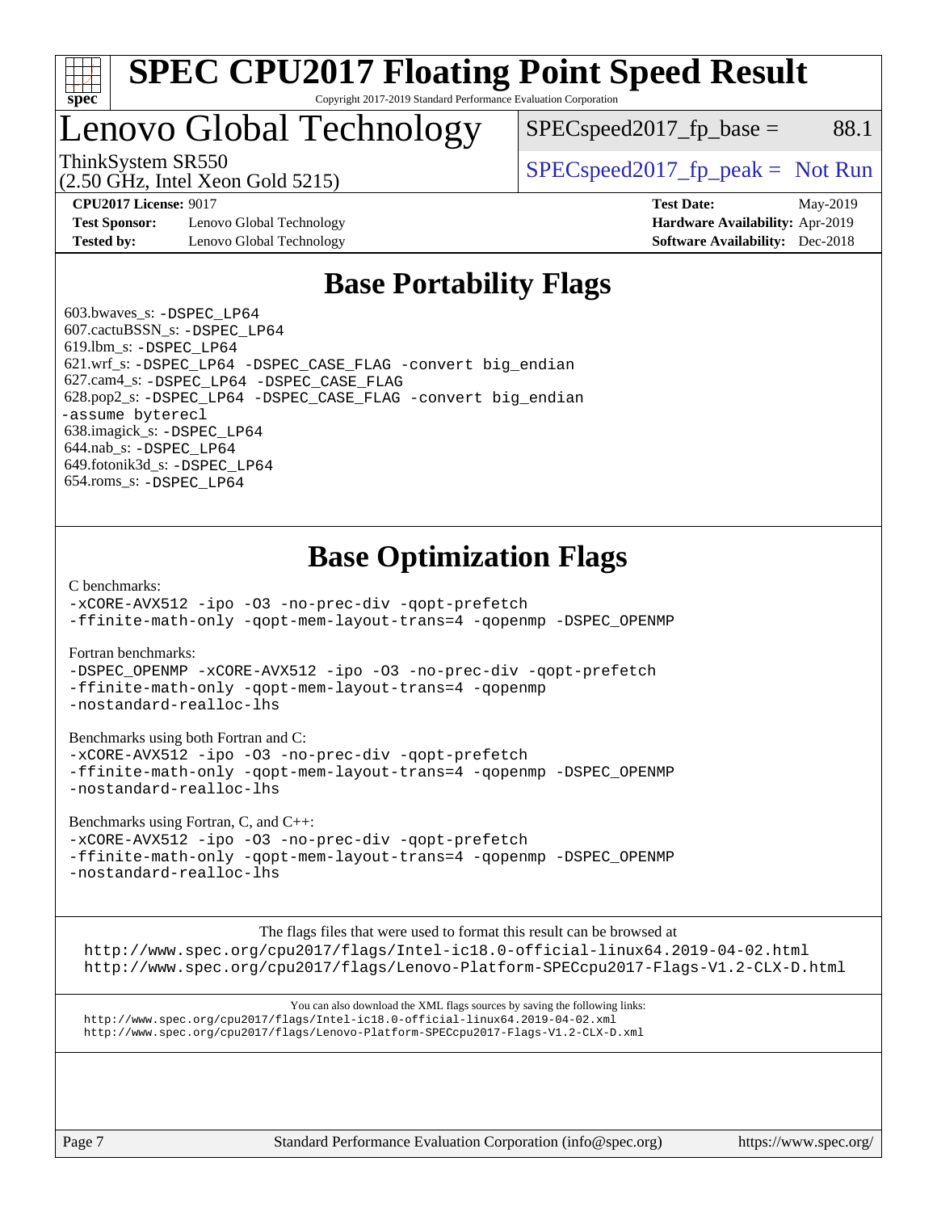# SPEC CPU2017 Floating Point Speed Result

Copyright 2017-2019 Standard Performance Evaluation Corporation

## Lenovo Global Technology

ThinkSystem SR550
(2.50 GHz, Intel Xeon Gold 5215)

SPECspeed2017_fp_base = 88.1

SPECspeed2017_fp_peak = Not Run

**CPU2017 License:** 9017
**Test Sponsor:** Lenovo Global Technology
**Tested by:** Lenovo Global Technology

**Test Date:** May-2019
**Hardware Availability:** Apr-2019
**Software Availability:** Dec-2018

## Base Portability Flags

603.bwaves_s: `-DSPEC_LP64`
607.cactuBSSN_s: `-DSPEC_LP64`
619.lbm_s: `-DSPEC_LP64`
621.wrf_s: `-DSPEC_LP64 -DSPEC_CASE_FLAG -convert big_endian`
627.cam4_s: `-DSPEC_LP64 -DSPEC_CASE_FLAG`
628.pop2_s: `-DSPEC_LP64 -DSPEC_CASE_FLAG -convert big_endian -assume byterecl`
638.imagick_s: `-DSPEC_LP64`
644.nab_s: `-DSPEC_LP64`
649.fotonik3d_s: `-DSPEC_LP64`
654.roms_s: `-DSPEC_LP64`

## Base Optimization Flags

C benchmarks:

```
-xCORE-AVX512 -ipo -O3 -no-prec-div -qopt-prefetch
-ffinite-math-only -qopt-mem-layout-trans=4 -qopenmp -DSPEC_OPENMP
```

Fortran benchmarks:

```
-DSPEC_OPENMP -xCORE-AVX512 -ipo -O3 -no-prec-div -qopt-prefetch
-ffinite-math-only -qopt-mem-layout-trans=4 -qopenmp
-nostandard-realloc-lhs
```

Benchmarks using both Fortran and C:

```
-xCORE-AVX512 -ipo -O3 -no-prec-div -qopt-prefetch
-ffinite-math-only -qopt-mem-layout-trans=4 -qopenmp -DSPEC_OPENMP
-nostandard-realloc-lhs
```

Benchmarks using Fortran, C, and C++:

```
-xCORE-AVX512 -ipo -O3 -no-prec-div -qopt-prefetch
-ffinite-math-only -qopt-mem-layout-trans=4 -qopenmp -DSPEC_OPENMP
-nostandard-realloc-lhs
```

The flags files that were used to format this result can be browsed at
http://www.spec.org/cpu2017/flags/Intel-ic18.0-official-linux64.2019-04-02.html
http://www.spec.org/cpu2017/flags/Lenovo-Platform-SPECcpu2017-Flags-V1.2-CLX-D.html

You can also download the XML flags sources by saving the following links:
http://www.spec.org/cpu2017/flags/Intel-ic18.0-official-linux64.2019-04-02.xml
http://www.spec.org/cpu2017/flags/Lenovo-Platform-SPECcpu2017-Flags-V1.2-CLX-D.xml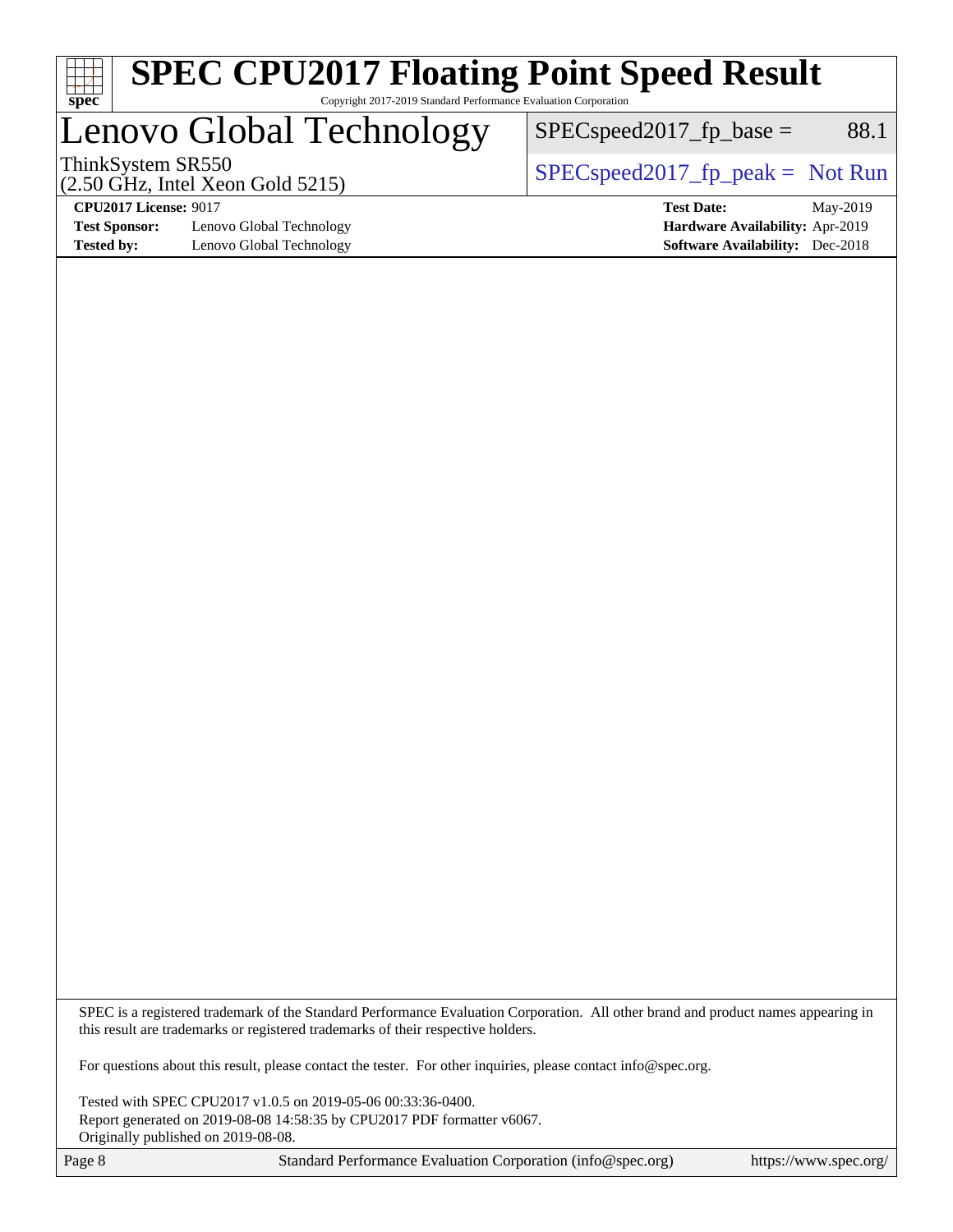# SPEC CPU2017 Floating Point Speed Result

Copyright 2017-2019 Standard Performance Evaluation Corporation

# Lenovo Global Technology

ThinkSystem SR550
(2.50 GHz, Intel Xeon Gold 5215)

SPECspeed2017_fp_base = 88.1

SPECspeed2017_fp_peak = Not Run

**CPU2017 License:** 9017
**Test Sponsor:** Lenovo Global Technology
**Tested by:** Lenovo Global Technology

**Test Date:** May-2019
**Hardware Availability:** Apr-2019
**Software Availability:** Dec-2018

SPEC is a registered trademark of the Standard Performance Evaluation Corporation. All other brand and product names appearing in this result are trademarks or registered trademarks of their respective holders.

For questions about this result, please contact the tester. For other inquiries, please contact info@spec.org.

Tested with SPEC CPU2017 v1.0.5 on 2019-05-06 00:33:36-0400.
Report generated on 2019-08-08 14:58:35 by CPU2017 PDF formatter v6067.
Originally published on 2019-08-08.